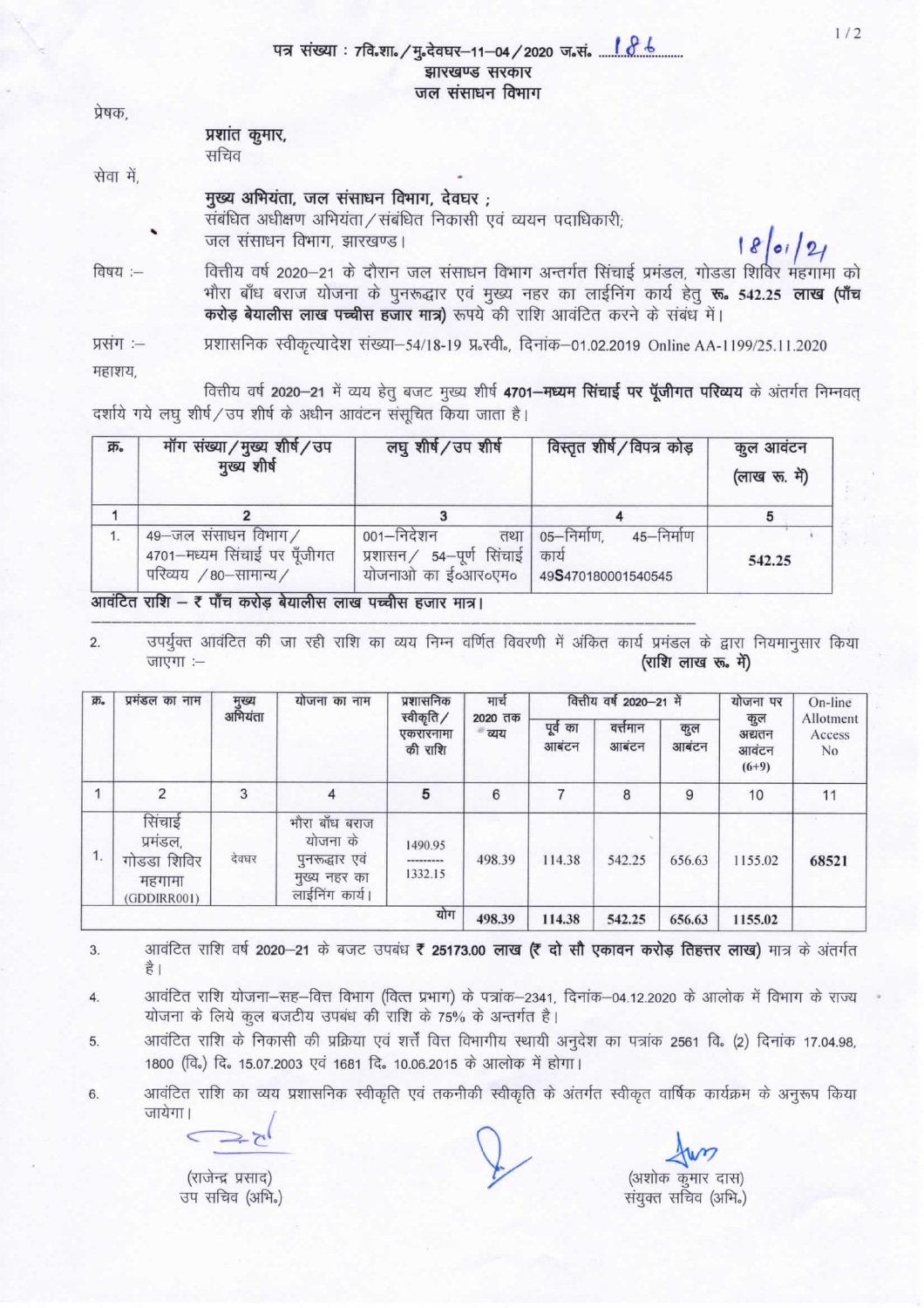पत्र संख्या : 7वि.शा./मु.देवघर–11–04/2020 ज.सं. 186

झारखण्ड सरकार

जल संसाधन विभाग

प्रेषक,

**प्रशांत कुमार,**
सचिव

सेवा में,

**मुख्य अभियंता, जल संसाधन विभाग, देवघर ;**
संबंधित अधीक्षण अभियंता/संबंधित निकासी एवं व्ययन पदाधिकारी;
जल संसाधन विभाग, झारखण्ड।

18/01/21

विषय :– वित्तीय वर्ष 2020–21 के दौरान जल संसाधन विभाग अन्तर्गत सिंचाई प्रमंडल, गोडडा शिविर महगामा को भौरा बाँध बराज योजना के पुनरूद्धार एवं मुख्य नहर का लाईनिंग कार्य हेतु **रू. 542.25 लाख (पाँच करोड़ बेयालीस लाख पच्चीस हजार मात्र)** रूपये की राशि आवंटित करने के संबंध में।

प्रसंग :– प्रशासनिक स्वीकृत्यादेश संख्या–54/18-19 प्र.स्वी., दिनांक–01.02.2019 Online AA-1199/25.11.2020

महाशय,

वित्तीय वर्ष **2020–21** में व्यय हेतु बजट मुख्य शीर्ष **4701–मध्यम सिंचाई पर पूँजीगत परिव्यय** के अंतर्गत निम्नवत् दर्शाये गये लघु शीर्ष/उप शीर्ष के अधीन आवंटन संसूचित किया जाता है।

| क्र. | माँग संख्या/मुख्य शीर्ष/उप मुख्य शीर्ष | लघु शीर्ष/उप शीर्ष | विस्तृत शीर्ष/विपत्र कोड़ | कुल आवंटन (लाख रू. में) |
|---|---|---|---|---|
| 1 | 2 | 3 | 4 | 5 |
| 1. | 49–जल संसाधन विभाग/ 4701–मध्यम सिंचाई पर पूँजीगत परिव्यय /80–सामान्य/ | 001–निदेशन तथा प्रशासन/ 54–पूर्ण सिंचाई योजनाओ का ई०आर०एम० | 05–निर्माण, 45–निर्माण कार्य 49S470180001540545 | 542.25 |

**आवंटित राशि – ₹ पाँच करोड़ बेयालीस लाख पच्चीस हजार मात्र।**

2. उपर्युक्त आवंटित की जा रही राशि का व्यय निम्न वर्णित विवरणी में अंकित कार्य प्रमंडल के द्वारा नियमानुसार किया जाएगा :– **(राशि लाख रू. में)**

| क्र. | प्रमंडल का नाम | मुख्य अभियंता | योजना का नाम | प्रशासनिक स्वीकृति/ एकरारनामा की राशि | मार्च 2020 तक व्यय | वित्तीय वर्ष 2020–21 में | | | योजना पर कुल अद्यतन आवंटन (6+9) | On-line Allotment Access No |
|---|---|---|---|---|---|---|---|---|---|---|
| | | | | | | पूर्व का आबंटन | वर्तमान आबंटन | कुल आबंटन | | |
| 1 | 2 | 3 | 4 | 5 | 6 | 7 | 8 | 9 | 10 | 11 |
| 1. | सिंचाई प्रमंडल, गोडडा शिविर महगामा (GDDIRR001) | देवघर | भौरा बाँध बराज योजना के पुनरूद्धार एवं मुख्य नहर का लाईनिंग कार्य। | 1490.95 --------- 1332.15 | 498.39 | 114.38 | 542.25 | 656.63 | 1155.02 | 68521 |
| | | | | योग | 498.39 | 114.38 | 542.25 | 656.63 | 1155.02 | |

3. आवंटित राशि वर्ष 2020–21 के बजट उपबंध **₹ 25173.00 लाख (₹ दो सौ एकावन करोड़ तिहत्तर लाख)** मात्र के अंतर्गत है।

4. आवंटित राशि योजना–सह–वित्त विभाग (वित्त प्रभाग) के पत्रांक–2341, दिनांक–04.12.2020 के आलोक में विभाग के राज्य योजना के लिये कुल बजटीय उपबंध की राशि के 75% के अन्तर्गत है।

5. आवंटित राशि के निकासी की प्रक्रिया एवं शर्तें वित्त विभागीय स्थायी अनुदेश का पत्रांक 2561 वि. (2) दिनांक 17.04.98, 1800 (वि.) दि. 15.07.2003 एवं 1681 दि. 10.06.2015 के आलोक में होगा।

6. आवंटित राशि का व्यय प्रशासनिक स्वीकृति एवं तकनीकी स्वीकृति के अंतर्गत स्वीकृत वार्षिक कार्यक्रम के अनुरूप किया जायेगा।

(राजेन्द्र प्रसाद)
उप सचिव (अभि.)

(अशोक कुमार दास)
संयुक्त सचिव (अभि.)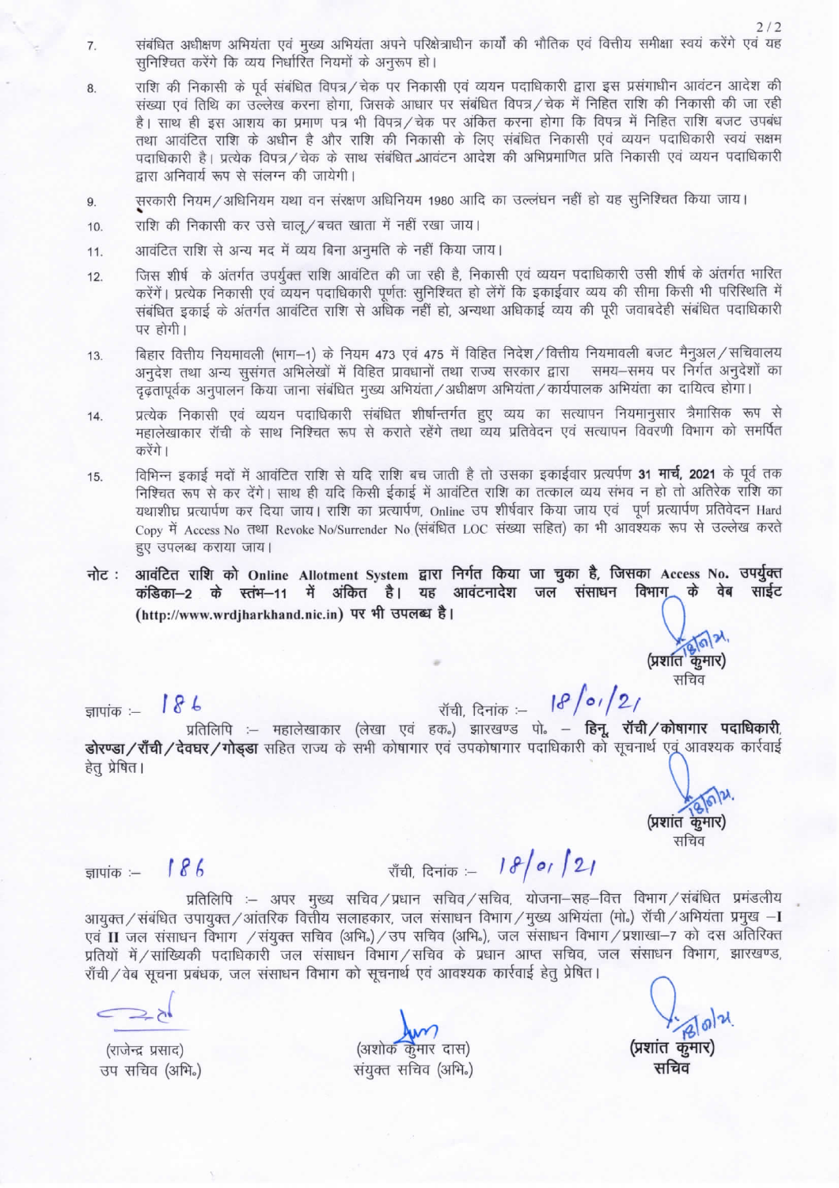7. संबंधित अधीक्षण अभियंता एवं मुख्य अभियंता अपने परिक्षेत्राधीन कार्यों की भौतिक एवं वित्तीय समीक्षा स्वयं करेंगे एवं यह सुनिश्चित करेंगे कि व्यय निर्धारित नियमों के अनुरूप हो।

8. राशि की निकासी के पूर्व संबंधित विपत्र/चेक पर निकासी एवं व्ययन पदाधिकारी द्वारा इस प्रसंगाधीन आवंटन आदेश की संख्या एवं तिथि का उल्लेख करना होगा, जिसके आधार पर संबंधित विपत्र/चेक में निहित राशि की निकासी की जा रही है। साथ ही इस आशय का प्रमाण पत्र भी विपत्र/चेक पर अंकित करना होगा कि विपत्र में निहित राशि बजट उपबंध तथा आवंटित राशि के अधीन है और राशि की निकासी के लिए संबंधित निकासी एवं व्ययन पदाधिकारी स्वयं सक्षम पदाधिकारी है। प्रत्येक विपत्र/चेक के साथ संबंधित आवंटन आदेश की अभिप्रमाणित प्रति निकासी एवं व्ययन पदाधिकारी द्वारा अनिवार्य रूप से संलग्न की जायेगी।

9. सरकारी नियम/अधिनियम यथा वन संरक्षण अधिनियम 1980 आदि का उल्लंघन नहीं हो यह सुनिश्चित किया जाय।

10. राशि की निकासी कर उसे चालू/बचत खाता में नहीं रखा जाय।

11. आवंटित राशि से अन्य मद में व्यय बिना अनुमति के नहीं किया जाय।

12. जिस शीर्ष के अंतर्गत उपर्युक्त राशि आवंटित की जा रही है, निकासी एवं व्ययन पदाधिकारी उसी शीर्ष के अंतर्गत भारित करेंगें। प्रत्येक निकासी एवं व्ययन पदाधिकारी पूर्णतः सुनिश्चित हो लेंगें कि इकाईवार व्यय की सीमा किसी भी परिस्थिति में संबंधित इकाई के अंतर्गत आवंटित राशि से अधिक नहीं हो, अन्यथा अधिकाई व्यय की पूरी जवाबदेही संबंधित पदाधिकारी पर होगी।

13. बिहार वित्तीय नियमावली (भाग–1) के नियम 473 एवं 475 में विहित निदेश/वित्तीय नियमावली बजट मैनुअल/सचिवालय अनुदेश तथा अन्य सुसंगत अभिलेखों में विहित प्रावधानों तथा राज्य सरकार द्वारा समय–समय पर निर्गत अनुदेशों का दृढ़तापूर्वक अनुपालन किया जाना संबंधित मुख्य अभियंता/अधीक्षण अभियंता/कार्यपालक अभियंता का दायित्व होगा।

14. प्रत्येक निकासी एवं व्ययन पदाधिकारी संबंधित शीर्षान्तर्गत हुए व्यय का सत्यापन नियमानुसार त्रैमासिक रूप से महालेखाकार राँची के साथ निश्चित रूप से कराते रहेंगे तथा व्यय प्रतिवेदन एवं सत्यापन विवरणी विभाग को समर्पित करेंगे।

15. विभिन्न इकाई मदों में आवंटित राशि से यदि राशि बच जाती है तो उसका इकाईवार प्रत्यर्पण **31 मार्च, 2021** के पूर्व तक निश्चित रूप से कर देंगे। साथ ही यदि किसी ईकाई में आवंटित राशि का तत्काल व्यय संभव न हो तो अतिरेक राशि का यथाशीघ्र प्रत्यार्पण कर दिया जाय। राशि का प्रत्यार्पण, Online उप शीर्षवार किया जाय एवं पूर्ण प्रत्यार्पण प्रतिवेदन Hard Copy में Access No तथा Revoke No/Surrender No (संबंधित LOC संख्या सहित) का भी आवश्यक रूप से उल्लेख करते हुए उपलब्ध कराया जाय।

**नोट : आवंटित राशि को Online Allotment System द्वारा निर्गत किया जा चुका है, जिसका Access No. उपर्युक्त कंडिका–2 के स्तंभ–11 में अंकित है। यह आवंटनादेश जल संसाधन विभाग के वेब साईट (http://www.wrdjharkhand.nic.in) पर भी उपलब्ध है।**

18/01/21

(प्रशांत कुमार)
सचिव

ज्ञापांक :– 186 राँची, दिनांक :– 18/01/21

प्रतिलिपि :– महालेखाकार (लेखा एवं हक०) झारखण्ड पो० – **हिनू, राँची/कोषागार पदाधिकारी, डोरण्डा/राँची/देवघर/गोड्डा** सहित राज्य के सभी कोषागार एवं उपकोषागार पदाधिकारी को सूचनार्थ एवं आवश्यक कार्रवाई हेतु प्रेषित।

18/01/21

(प्रशांत कुमार)
सचिव

ज्ञापांक :– 186 राँची, दिनांक :– 18/01/21

प्रतिलिपि :– अपर मुख्य सचिव/प्रधान सचिव/सचिव, योजना–सह–वित्त विभाग/संबंधित प्रमंडलीय आयुक्त/संबंधित उपायुक्त/आंतरिक वित्तीय सलाहकार, जल संसाधन विभाग/मुख्य अभियंता (मो०) राँची/अभियंता प्रमुख –I एवं II जल संसाधन विभाग /संयुक्त सचिव (अभि०)/उप सचिव (अभि०), जल संसाधन विभाग/प्रशाखा–7 को दस अतिरिक्त प्रतियों में/सांख्यिकी पदाधिकारी जल संसाधन विभाग/सचिव के प्रधान आप्त सचिव, जल संसाधन विभाग, झारखण्ड, राँची/वेब सूचना प्रबंधक, जल संसाधन विभाग को सूचनार्थ एवं आवश्यक कार्रवाई हेतु प्रेषित।

| | | |
|---|---|---|
| (राजेन्द्र प्रसाद) | (अशोक कुमार दास) | 18/01/21 (प्रशांत कुमार) |
| उप सचिव (अभि०) | संयुक्त सचिव (अभि०) | सचिव |